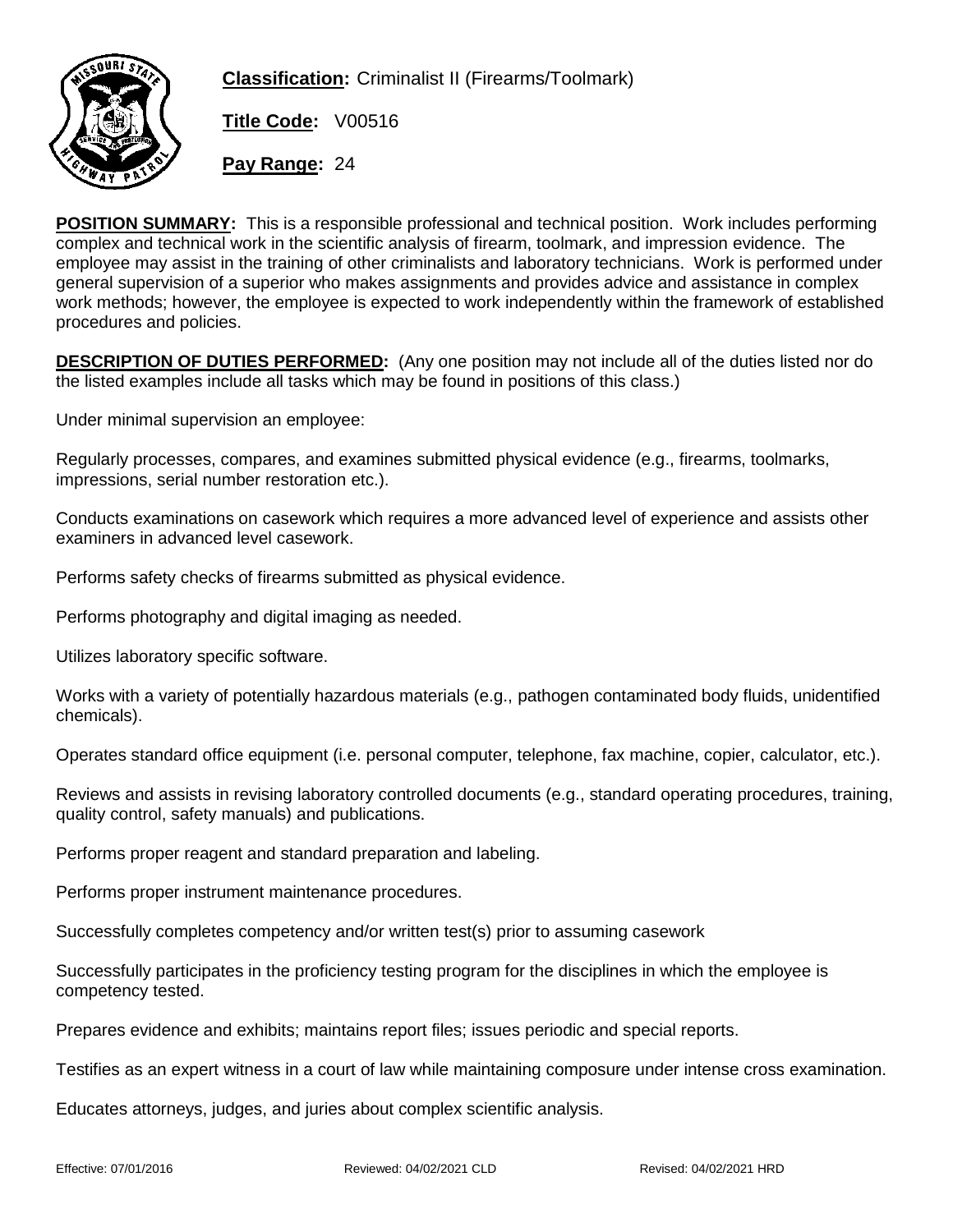**Classification:** Criminalist II (Firearms/Toolmark)

**Title Code:** V00516

**Pay Range:** 24

**POSITION SUMMARY:** This is a responsible professional and technical position. Work includes performing complex and technical work in the scientific analysis of firearm, toolmark, and impression evidence. The employee may assist in the training of other criminalists and laboratory technicians. Work is performed under general supervision of a superior who makes assignments and provides advice and assistance in complex work methods; however, the employee is expected to work independently within the framework of established procedures and policies.

**DESCRIPTION OF DUTIES PERFORMED:** (Any one position may not include all of the duties listed nor do the listed examples include all tasks which may be found in positions of this class.)

Under minimal supervision an employee:

Regularly processes, compares, and examines submitted physical evidence (e.g., firearms, toolmarks, impressions, serial number restoration etc.).

Conducts examinations on casework which requires a more advanced level of experience and assists other examiners in advanced level casework.

Performs safety checks of firearms submitted as physical evidence.

Performs photography and digital imaging as needed.

Utilizes laboratory specific software.

Works with a variety of potentially hazardous materials (e.g., pathogen contaminated body fluids, unidentified chemicals).

Operates standard office equipment (i.e. personal computer, telephone, fax machine, copier, calculator, etc.).

Reviews and assists in revising laboratory controlled documents (e.g., standard operating procedures, training, quality control, safety manuals) and publications.

Performs proper reagent and standard preparation and labeling.

Performs proper instrument maintenance procedures.

Successfully completes competency and/or written test(s) prior to assuming casework

Successfully participates in the proficiency testing program for the disciplines in which the employee is competency tested.

Prepares evidence and exhibits; maintains report files; issues periodic and special reports.

Testifies as an expert witness in a court of law while maintaining composure under intense cross examination.

Educates attorneys, judges, and juries about complex scientific analysis.

Effective: 07/01/2016 Reviewed: 04/02/2021 CLD Revised: 04/02/2021 HRD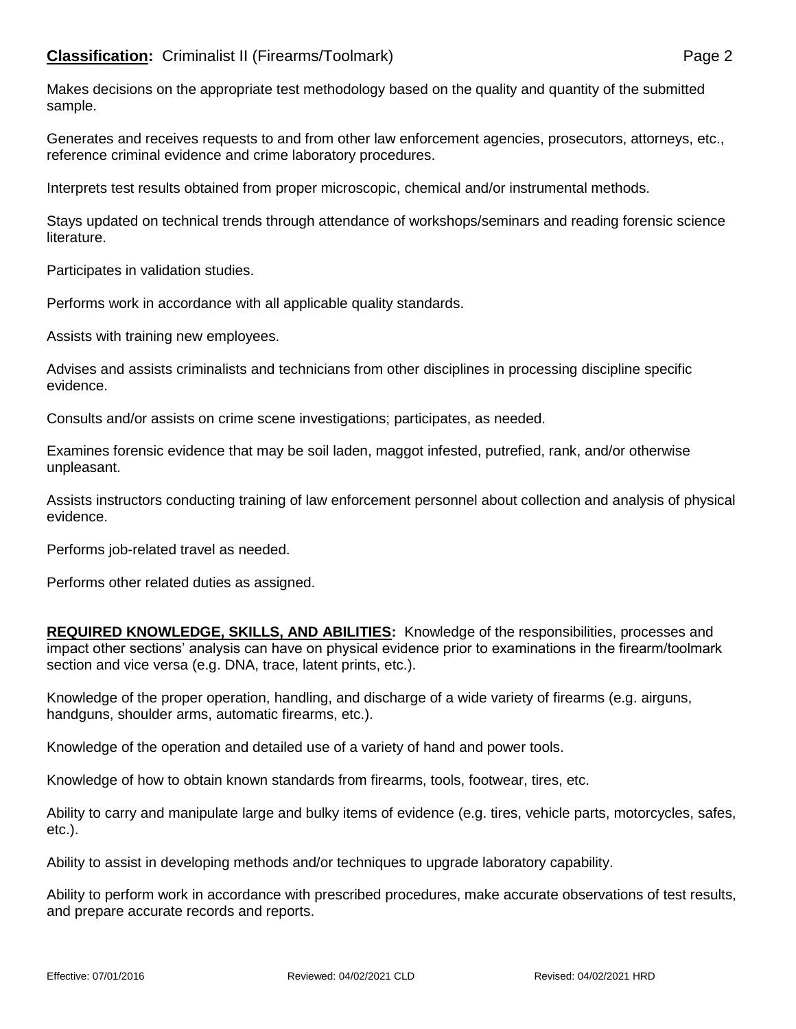Makes decisions on the appropriate test methodology based on the quality and quantity of the submitted sample.

Generates and receives requests to and from other law enforcement agencies, prosecutors, attorneys, etc., reference criminal evidence and crime laboratory procedures.

Interprets test results obtained from proper microscopic, chemical and/or instrumental methods.

Stays updated on technical trends through attendance of workshops/seminars and reading forensic science literature.

Participates in validation studies.

Performs work in accordance with all applicable quality standards.

Assists with training new employees.

Advises and assists criminalists and technicians from other disciplines in processing discipline specific evidence.

Consults and/or assists on crime scene investigations; participates, as needed.

Examines forensic evidence that may be soil laden, maggot infested, putrefied, rank, and/or otherwise unpleasant.

Assists instructors conducting training of law enforcement personnel about collection and analysis of physical evidence.

Performs job-related travel as needed.

Performs other related duties as assigned.

**REQUIRED KNOWLEDGE, SKILLS, AND ABILITIES:** Knowledge of the responsibilities, processes and impact other sections' analysis can have on physical evidence prior to examinations in the firearm/toolmark section and vice versa (e.g. DNA, trace, latent prints, etc.).

Knowledge of the proper operation, handling, and discharge of a wide variety of firearms (e.g. airguns, handguns, shoulder arms, automatic firearms, etc.).

Knowledge of the operation and detailed use of a variety of hand and power tools.

Knowledge of how to obtain known standards from firearms, tools, footwear, tires, etc.

Ability to carry and manipulate large and bulky items of evidence (e.g. tires, vehicle parts, motorcycles, safes, etc.).

Ability to assist in developing methods and/or techniques to upgrade laboratory capability.

Ability to perform work in accordance with prescribed procedures, make accurate observations of test results, and prepare accurate records and reports.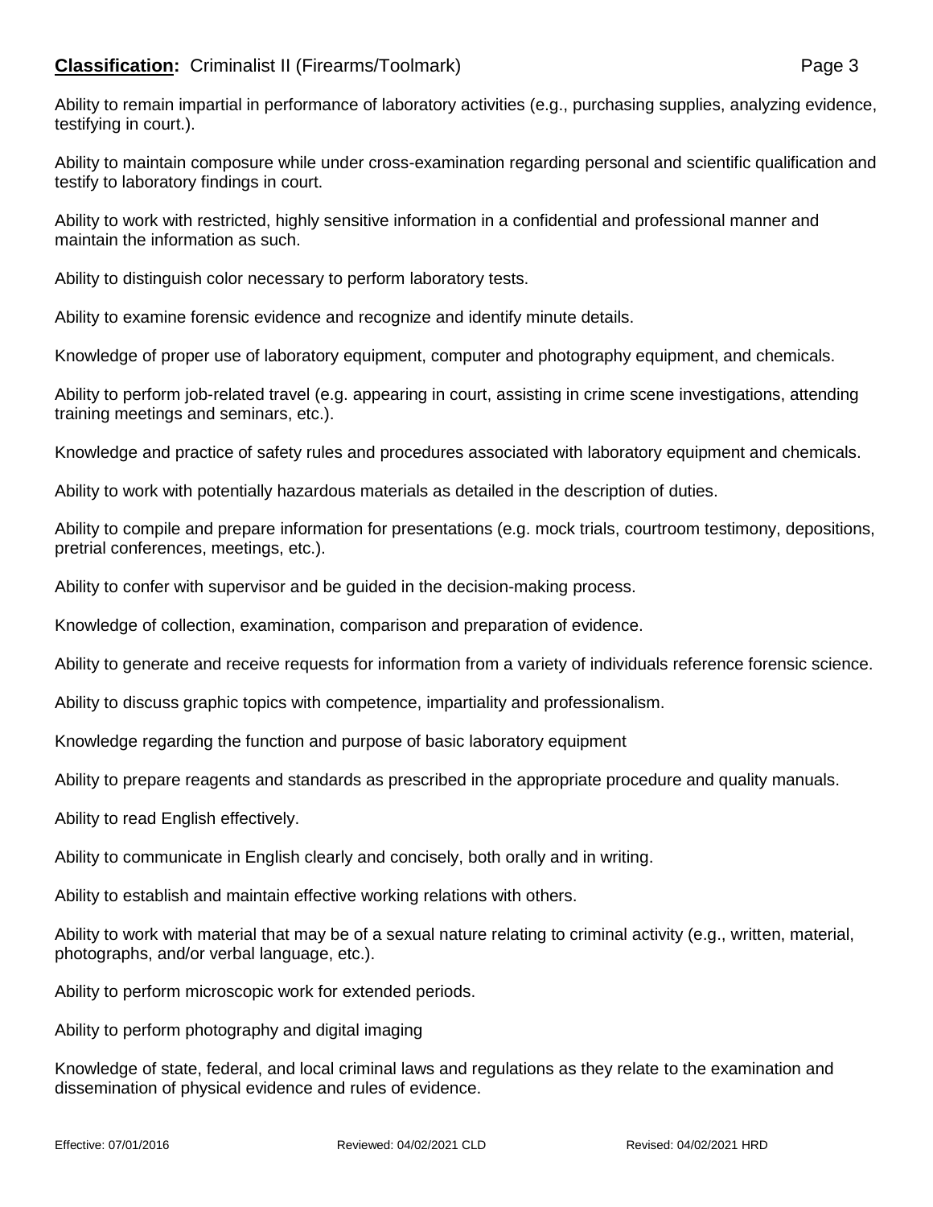**Classification:** Criminalist II (Firearms/Toolmark)

Ability to remain impartial in performance of laboratory activities (e.g., purchasing supplies, analyzing evidence, testifying in court.).

Ability to maintain composure while under cross-examination regarding personal and scientific qualification and testify to laboratory findings in court.

Ability to work with restricted, highly sensitive information in a confidential and professional manner and maintain the information as such.

Ability to distinguish color necessary to perform laboratory tests.

Ability to examine forensic evidence and recognize and identify minute details.

Knowledge of proper use of laboratory equipment, computer and photography equipment, and chemicals.

Ability to perform job-related travel (e.g. appearing in court, assisting in crime scene investigations, attending training meetings and seminars, etc.).

Knowledge and practice of safety rules and procedures associated with laboratory equipment and chemicals.

Ability to work with potentially hazardous materials as detailed in the description of duties.

Ability to compile and prepare information for presentations (e.g. mock trials, courtroom testimony, depositions, pretrial conferences, meetings, etc.).

Ability to confer with supervisor and be guided in the decision-making process.

Knowledge of collection, examination, comparison and preparation of evidence.

Ability to generate and receive requests for information from a variety of individuals reference forensic science.

Ability to discuss graphic topics with competence, impartiality and professionalism.

Knowledge regarding the function and purpose of basic laboratory equipment

Ability to prepare reagents and standards as prescribed in the appropriate procedure and quality manuals.

Ability to read English effectively.

Ability to communicate in English clearly and concisely, both orally and in writing.

Ability to establish and maintain effective working relations with others.

Ability to work with material that may be of a sexual nature relating to criminal activity (e.g., written, material, photographs, and/or verbal language, etc.).

Ability to perform microscopic work for extended periods.

Ability to perform photography and digital imaging

Knowledge of state, federal, and local criminal laws and regulations as they relate to the examination and dissemination of physical evidence and rules of evidence.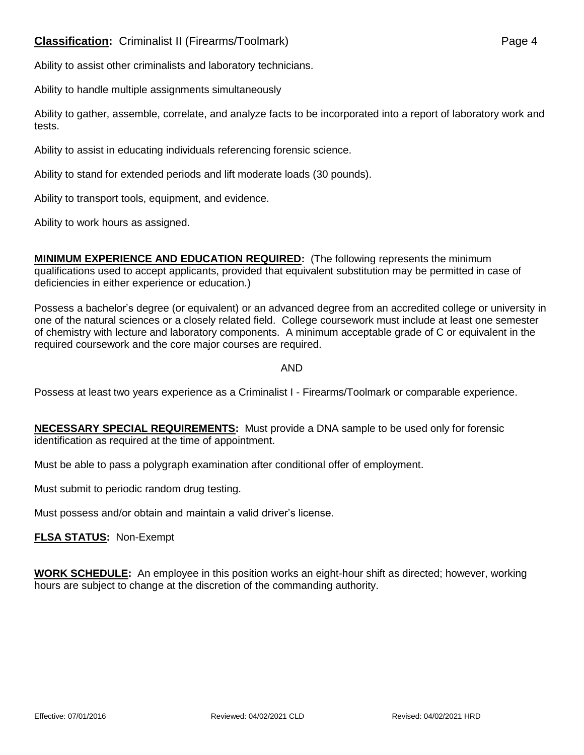Ability to assist other criminalists and laboratory technicians.

Ability to handle multiple assignments simultaneously

Ability to gather, assemble, correlate, and analyze facts to be incorporated into a report of laboratory work and tests.

Ability to assist in educating individuals referencing forensic science.

Ability to stand for extended periods and lift moderate loads (30 pounds).

Ability to transport tools, equipment, and evidence.

Ability to work hours as assigned.

**MINIMUM EXPERIENCE AND EDUCATION REQUIRED:** (The following represents the minimum qualifications used to accept applicants, provided that equivalent substitution may be permitted in case of deficiencies in either experience or education.)

Possess a bachelor's degree (or equivalent) or an advanced degree from an accredited college or university in one of the natural sciences or a closely related field. College coursework must include at least one semester of chemistry with lecture and laboratory components. A minimum acceptable grade of C or equivalent in the required coursework and the core major courses are required.

AND

Possess at least two years experience as a Criminalist I - Firearms/Toolmark or comparable experience.

**NECESSARY SPECIAL REQUIREMENTS:** Must provide a DNA sample to be used only for forensic identification as required at the time of appointment.

Must be able to pass a polygraph examination after conditional offer of employment.

Must submit to periodic random drug testing.

Must possess and/or obtain and maintain a valid driver's license.

**FLSA STATUS:** Non-Exempt

**WORK SCHEDULE:** An employee in this position works an eight-hour shift as directed; however, working hours are subject to change at the discretion of the commanding authority.

Effective: 07/01/2016 Reviewed: 04/02/2021 CLD Revised: 04/02/2021 HRD